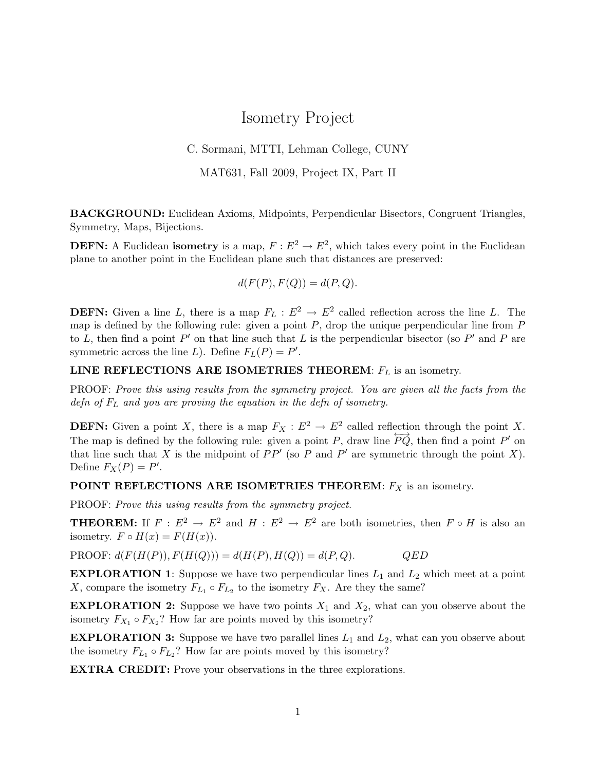# Isometry Project

C. Sormani, MTTI, Lehman College, CUNY

MAT631, Fall 2009, Project IX, Part II

**BACKGROUND:** Euclidean Axioms, Midpoints, Perpendicular Bisectors, Congruent Triangles, Symmetry, Maps, Bijections.

**DEFN:** A Euclidean **isometry** is a map, $F : E^2 \to E^2$, which takes every point in the Euclidean plane to another point in the Euclidean plane such that distances are preserved:

$$d(F(P), F(Q)) = d(P, Q).$$

**DEFN:** Given a line $L$, there is a map $F_L : E^2 \to E^2$ called reflection across the line $L$. The map is defined by the following rule: given a point $P$, drop the unique perpendicular line from $P$ to $L$, then find a point $P'$ on that line such that $L$ is the perpendicular bisector (so $P'$ and $P$ are symmetric across the line $L$). Define $F_L(P) = P'$.

**LINE REFLECTIONS ARE ISOMETRIES THEOREM**: $F_L$ is an isometry.

PROOF: *Prove this using results from the symmetry project. You are given all the facts from the defn of $F_L$ and you are proving the equation in the defn of isometry.*

**DEFN:** Given a point $X$, there is a map $F_X : E^2 \to E^2$ called reflection through the point $X$. The map is defined by the following rule: given a point $P$, draw line $\overleftrightarrow{PQ}$, then find a point $P'$ on that line such that $X$ is the midpoint of $PP'$ (so $P$ and $P'$ are symmetric through the point $X$). Define $F_X(P) = P'$.

**POINT REFLECTIONS ARE ISOMETRIES THEOREM**: $F_X$ is an isometry.

PROOF: *Prove this using results from the symmetry project.*

**THEOREM:** If $F : E^2 \to E^2$ and $H : E^2 \to E^2$ are both isometries, then $F \circ H$ is also an isometry. $F \circ H(x) = F(H(x))$.

PROOF: $d(F(H(P)), F(H(Q))) = d(H(P), H(Q)) = d(P, Q)$. *QED*

**EXPLORATION 1**: Suppose we have two perpendicular lines $L_1$ and $L_2$ which meet at a point $X$, compare the isometry $F_{L_1} \circ F_{L_2}$ to the isometry $F_X$. Are they the same?

**EXPLORATION 2:** Suppose we have two points $X_1$ and $X_2$, what can you observe about the isometry $F_{X_1} \circ F_{X_2}$? How far are points moved by this isometry?

**EXPLORATION 3:** Suppose we have two parallel lines $L_1$ and $L_2$, what can you observe about the isometry $F_{L_1} \circ F_{L_2}$? How far are points moved by this isometry?

**EXTRA CREDIT:** Prove your observations in the three explorations.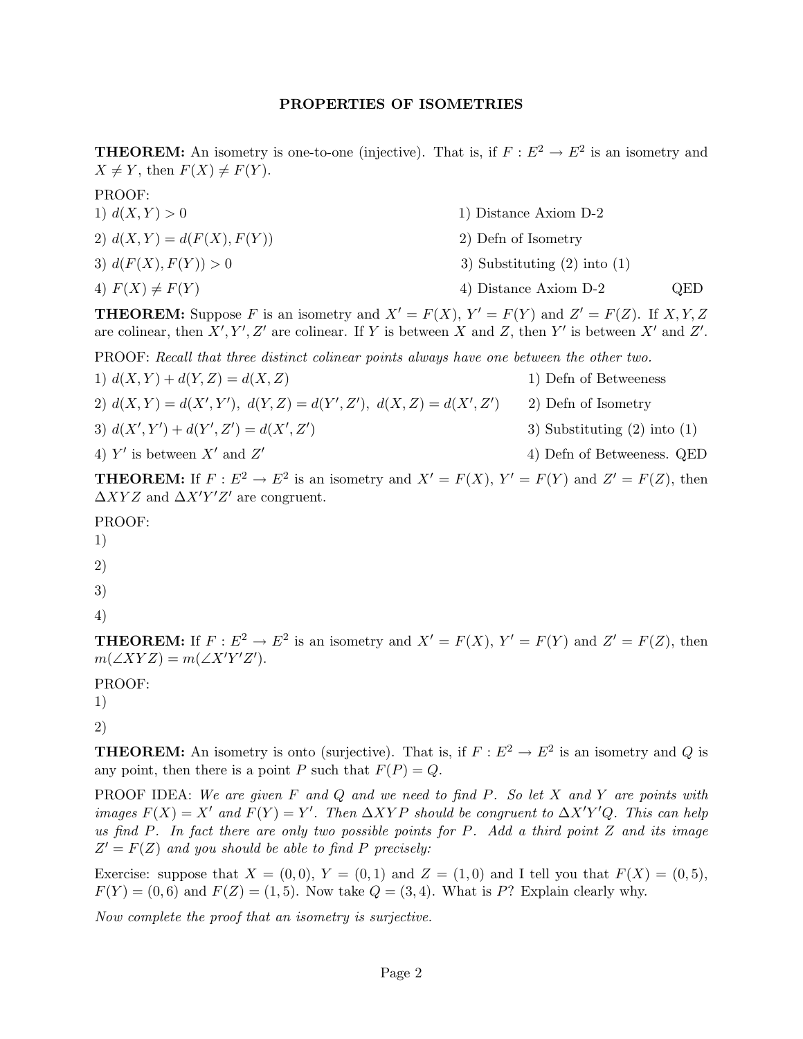**PROPERTIES OF ISOMETRIES**

**THEOREM:** An isometry is one-to-one (injective). That is, if $F : E^2 \to E^2$ is an isometry and $X \neq Y$, then $F(X) \neq F(Y)$.

PROOF:

| | |
|---|---|
| 1) $d(X, Y) > 0$ | 1) Distance Axiom D-2 |
| 2) $d(X, Y) = d(F(X), F(Y))$ | 2) Defn of Isometry |
| 3) $d(F(X), F(Y)) > 0$ | 3) Substituting (2) into (1) |
| 4) $F(X) \neq F(Y)$ | 4) Distance Axiom D-2 QED |

**THEOREM:** Suppose $F$ is an isometry and $X' = F(X)$, $Y' = F(Y)$ and $Z' = F(Z)$. If $X, Y, Z$ are colinear, then $X', Y', Z'$ are colinear. If $Y$ is between $X$ and $Z$, then $Y'$ is between $X'$ and $Z'$.

PROOF: *Recall that three distinct colinear points always have one between the other two.*

| | |
|---|---|
| 1) $d(X, Y) + d(Y, Z) = d(X, Z)$ | 1) Defn of Betweeness |
| 2) $d(X, Y) = d(X', Y'),\ d(Y, Z) = d(Y', Z'),\ d(X, Z) = d(X', Z')$ | 2) Defn of Isometry |
| 3) $d(X', Y') + d(Y', Z') = d(X', Z')$ | 3) Substituting (2) into (1) |
| 4) $Y'$ is between $X'$ and $Z'$ | 4) Defn of Betweeness. QED |

**THEOREM:** If $F : E^2 \to E^2$ is an isometry and $X' = F(X)$, $Y' = F(Y)$ and $Z' = F(Z)$, then $\Delta XYZ$ and $\Delta X'Y'Z'$ are congruent.

PROOF:

1)

2)

3)

4)

**THEOREM:** If $F : E^2 \to E^2$ is an isometry and $X' = F(X)$, $Y' = F(Y)$ and $Z' = F(Z)$, then $m(\angle XYZ) = m(\angle X'Y'Z')$.

PROOF:

1)

2)

**THEOREM:** An isometry is onto (surjective). That is, if $F : E^2 \to E^2$ is an isometry and $Q$ is any point, then there is a point $P$ such that $F(P) = Q$.

PROOF IDEA: *We are given $F$ and $Q$ and we need to find $P$. So let $X$ and $Y$ are points with images $F(X) = X'$ and $F(Y) = Y'$. Then $\Delta XYP$ should be congruent to $\Delta X'Y'Q$. This can help us find $P$. In fact there are only two possible points for $P$. Add a third point $Z$ and its image $Z' = F(Z)$ and you should be able to find $P$ precisely:*

Exercise: suppose that $X = (0, 0)$, $Y = (0, 1)$ and $Z = (1, 0)$ and I tell you that $F(X) = (0, 5)$, $F(Y) = (0, 6)$ and $F(Z) = (1, 5)$. Now take $Q = (3, 4)$. What is $P$? Explain clearly why.

*Now complete the proof that an isometry is surjective.*